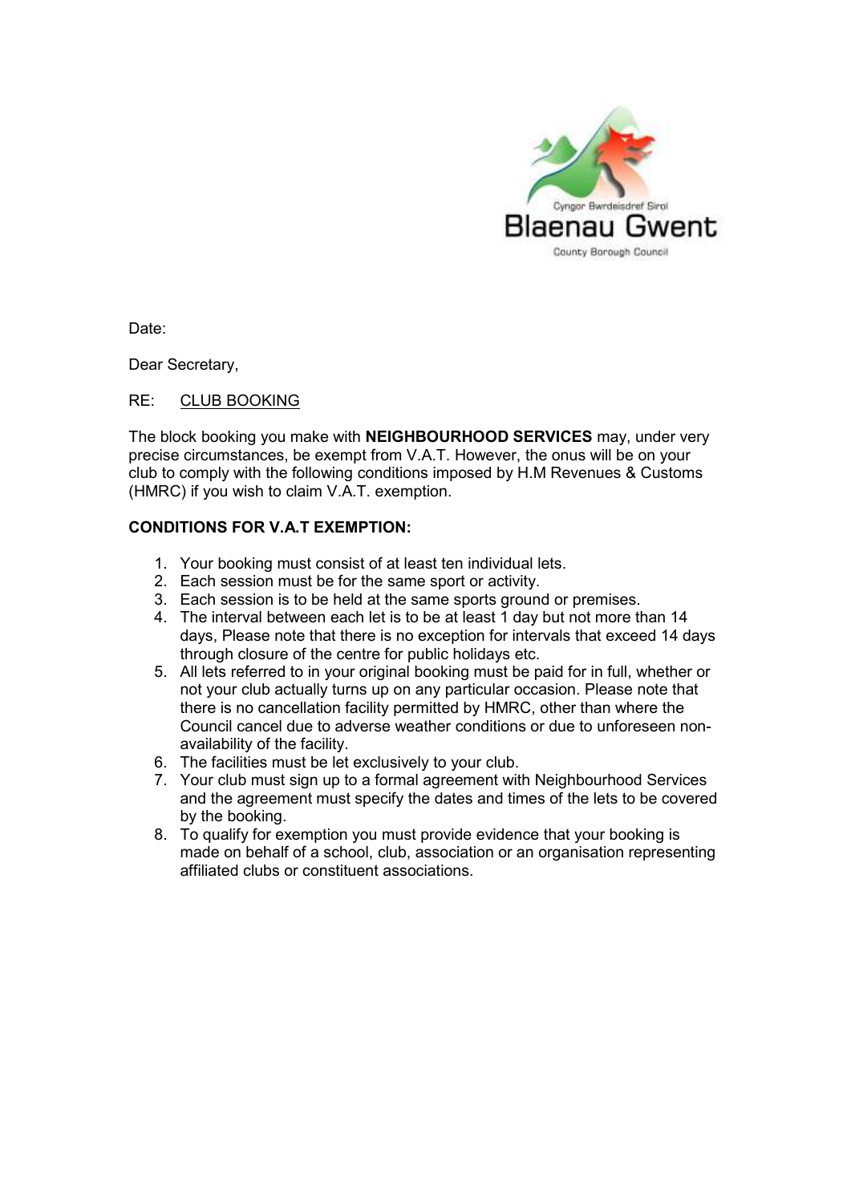Date:

Dear Secretary,

RE: CLUB BOOKING

The block booking you make with **NEIGHBOURHOOD SERVICES** may, under very precise circumstances, be exempt from V.A.T. However, the onus will be on your club to comply with the following conditions imposed by H.M Revenues & Customs (HMRC) if you wish to claim V.A.T. exemption.

**CONDITIONS FOR V.A.T EXEMPTION:**

1. Your booking must consist of at least ten individual lets.
2. Each session must be for the same sport or activity.
3. Each session is to be held at the same sports ground or premises.
4. The interval between each let is to be at least 1 day but not more than 14 days, Please note that there is no exception for intervals that exceed 14 days through closure of the centre for public holidays etc.
5. All lets referred to in your original booking must be paid for in full, whether or not your club actually turns up on any particular occasion. Please note that there is no cancellation facility permitted by HMRC, other than where the Council cancel due to adverse weather conditions or due to unforeseen non-availability of the facility.
6. The facilities must be let exclusively to your club.
7. Your club must sign up to a formal agreement with Neighbourhood Services and the agreement must specify the dates and times of the lets to be covered by the booking.
8. To qualify for exemption you must provide evidence that your booking is made on behalf of a school, club, association or an organisation representing affiliated clubs or constituent associations.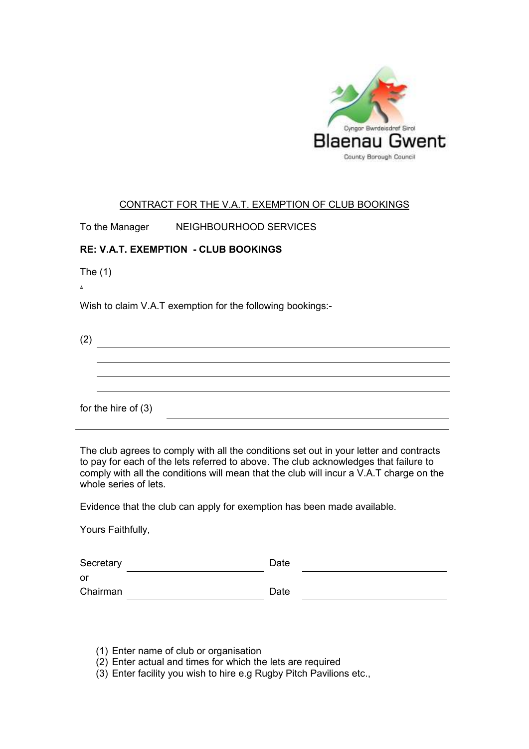Cyngor Bwrdeisdref Sirol
Blaenau Gwent
County Borough Council

CONTRACT FOR THE V.A.T. EXEMPTION OF CLUB BOOKINGS

To the Manager NEIGHBOURHOOD SERVICES

**RE: V.A.T. EXEMPTION - CLUB BOOKINGS**

The (1)

Wish to claim V.A.T exemption for the following bookings:-

(2) ______________________________________________

______________________________________________

______________________________________________

______________________________________________

for the hire of (3) ______________________________________________

______________________________________________

The club agrees to comply with all the conditions set out in your letter and contracts to pay for each of the lets referred to above. The club acknowledges that failure to comply with all the conditions will mean that the club will incur a V.A.T charge on the whole series of lets.

Evidence that the club can apply for exemption has been made available.

Yours Faithfully,

Secretary ____________________ Date ____________________
or
Chairman ____________________ Date ____________________

(1) Enter name of club or organisation
(2) Enter actual and times for which the lets are required
(3) Enter facility you wish to hire e.g Rugby Pitch Pavilions etc.,